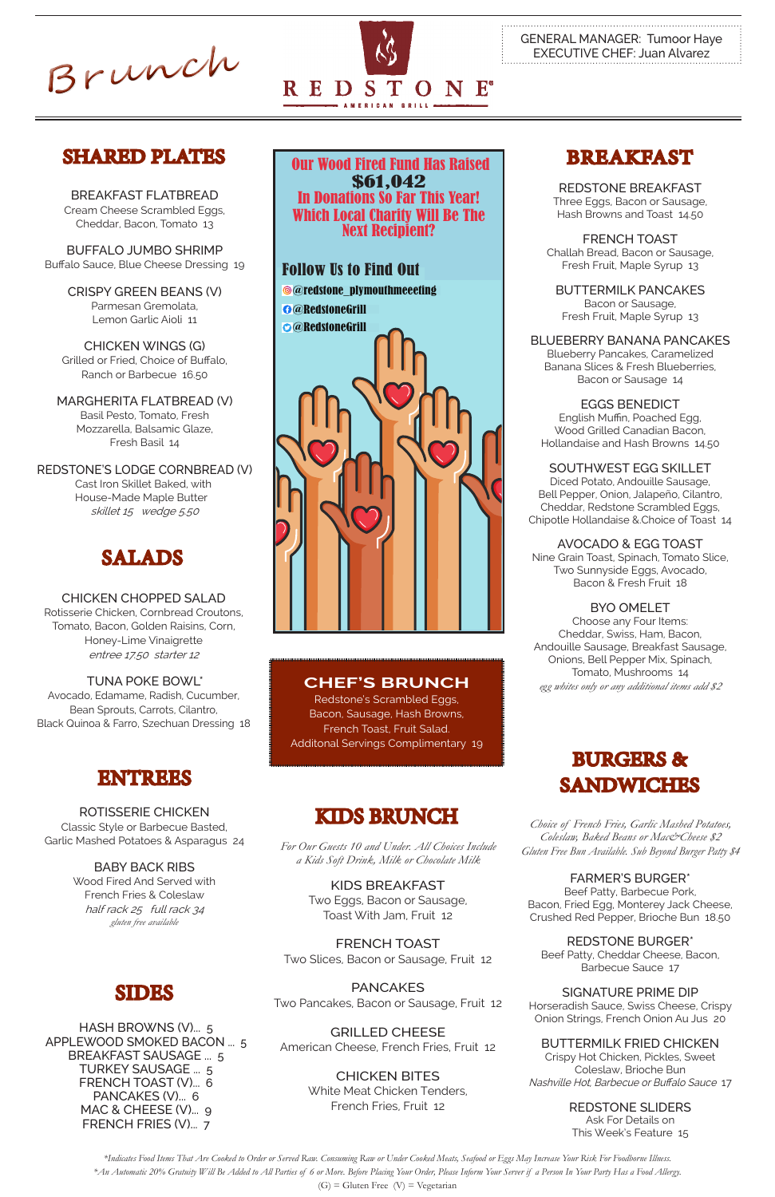# Brunch

# REDSTONE® AMERICAN GRILL

GENERAL MANAGER: Tumoor Haye
EXECUTIVE CHEF: Juan Alvarez

## SHARED PLATES

**BREAKFAST FLATBREAD**
Cream Cheese Scrambled Eggs, Cheddar, Bacon, Tomato 13

**BUFFALO JUMBO SHRIMP**
Buffalo Sauce, Blue Cheese Dressing 19

**CRISPY GREEN BEANS (V)**
Parmesan Gremolata, Lemon Garlic Aioli 11

**CHICKEN WINGS (G)**
Grilled or Fried, Choice of Buffalo, Ranch or Barbecue 16.50

**MARGHERITA FLATBREAD (V)**
Basil Pesto, Tomato, Fresh Mozzarella, Balsamic Glaze, Fresh Basil 14

**REDSTONE'S LODGE CORNBREAD (V)**
Cast Iron Skillet Baked, with House-Made Maple Butter
*skillet 15 wedge 5.50*

## SALADS

**CHICKEN CHOPPED SALAD**
Rotisserie Chicken, Cornbread Croutons, Tomato, Bacon, Golden Raisins, Corn, Honey-Lime Vinaigrette
*entree 17.50 starter 12*

**TUNA POKE BOWL***
Avocado, Edamame, Radish, Cucumber, Bean Sprouts, Carrots, Cilantro, Black Quinoa & Farro, Szechuan Dressing 18

## ENTREES

**ROTISSERIE CHICKEN**
Classic Style or Barbecue Basted, Garlic Mashed Potatoes & Asparagus 24

**BABY BACK RIBS**
Wood Fired And Served with French Fries & Coleslaw
*half rack 25 full rack 34*
*gluten free available*

## SIDES

HASH BROWNS (V)... 5
APPLEWOOD SMOKED BACON ... 5
BREAKFAST SAUSAGE ... 5
TURKEY SAUSAGE ... 5
FRENCH TOAST (V)... 6
PANCAKES (V)... 6
MAC & CHEESE (V)... 9
FRENCH FRIES (V)... 7

**Our Wood Fired Fund Has Raised $61,042 In Donations So Far This Year! Which Local Charity Will Be The Next Recipient?**

**Follow Us to Find Out**
@redstone_plymouthmeeeting
@RedstoneGrill
@RedstoneGrill

## CHEF'S BRUNCH

Redstone's Scrambled Eggs, Bacon, Sausage, Hash Browns, French Toast, Fruit Salad. Additonal Servings Complimentary 19

## KIDS BRUNCH

*For Our Guests 10 and Under. All Choices Include a Kids Soft Drink, Milk or Chocolate Milk*

**KIDS BREAKFAST**
Two Eggs, Bacon or Sausage, Toast With Jam, Fruit 12

**FRENCH TOAST**
Two Slices, Bacon or Sausage, Fruit 12

**PANCAKES**
Two Pancakes, Bacon or Sausage, Fruit 12

**GRILLED CHEESE**
American Cheese, French Fries, Fruit 12

**CHICKEN BITES**
White Meat Chicken Tenders, French Fries, Fruit 12

## BREAKFAST

**REDSTONE BREAKFAST**
Three Eggs, Bacon or Sausage, Hash Browns and Toast 14.50

**FRENCH TOAST**
Challah Bread, Bacon or Sausage, Fresh Fruit, Maple Syrup 13

**BUTTERMILK PANCAKES**
Bacon or Sausage, Fresh Fruit, Maple Syrup 13

**BLUEBERRY BANANA PANCAKES**
Blueberry Pancakes, Caramelized Banana Slices & Fresh Blueberries, Bacon or Sausage 14

**EGGS BENEDICT**
English Muffin, Poached Egg, Wood Grilled Canadian Bacon, Hollandaise and Hash Browns 14.50

**SOUTHWEST EGG SKILLET**
Diced Potato, Andouille Sausage, Bell Pepper, Onion, Jalapeño, Cilantro, Cheddar, Redstone Scrambled Eggs, Chipotle Hollandaise & Choice of Toast 14

**AVOCADO & EGG TOAST**
Nine Grain Toast, Spinach, Tomato Slice, Two Sunnyside Eggs, Avocado, Bacon & Fresh Fruit 18

**BYO OMELET**
Choose any Four Items: Cheddar, Swiss, Ham, Bacon, Andouille Sausage, Breakfast Sausage, Onions, Bell Pepper Mix, Spinach, Tomato, Mushrooms 14
*egg whites only or any additional items add $2*

## BURGERS & SANDWICHES

*Choice of French Fries, Garlic Mashed Potatoes, Coleslaw, Baked Beans or Mac&Cheese $2*
*Gluten Free Bun Available. Sub Beyond Burger Patty $4*

**FARMER'S BURGER***
Beef Patty, Barbecue Pork, Bacon, Fried Egg, Monterey Jack Cheese, Crushed Red Pepper, Brioche Bun 18.50

**REDSTONE BURGER***
Beef Patty, Cheddar Cheese, Bacon, Barbecue Sauce 17

**SIGNATURE PRIME DIP**
Horseradish Sauce, Swiss Cheese, Crispy Onion Strings, French Onion Au Jus 20

**BUTTERMILK FRIED CHICKEN**
Crispy Hot Chicken, Pickles, Sweet Coleslaw, Brioche Bun
*Nashville Hot, Barbecue or Buffalo Sauce* 17

**REDSTONE SLIDERS**
Ask For Details on This Week's Feature 15

---

*\*Indicates Food Items That Are Cooked to Order or Served Raw. Consuming Raw or Under Cooked Meats, Seafood or Eggs May Increase Your Risk For Foodborne Illness.*
*\*An Automatic 20% Gratuity Will Be Added to All Parties of 6 or More. Before Placing Your Order, Please Inform Your Server if a Person In Your Party Has a Food Allergy.*
(G) = Gluten Free (V) = Vegetarian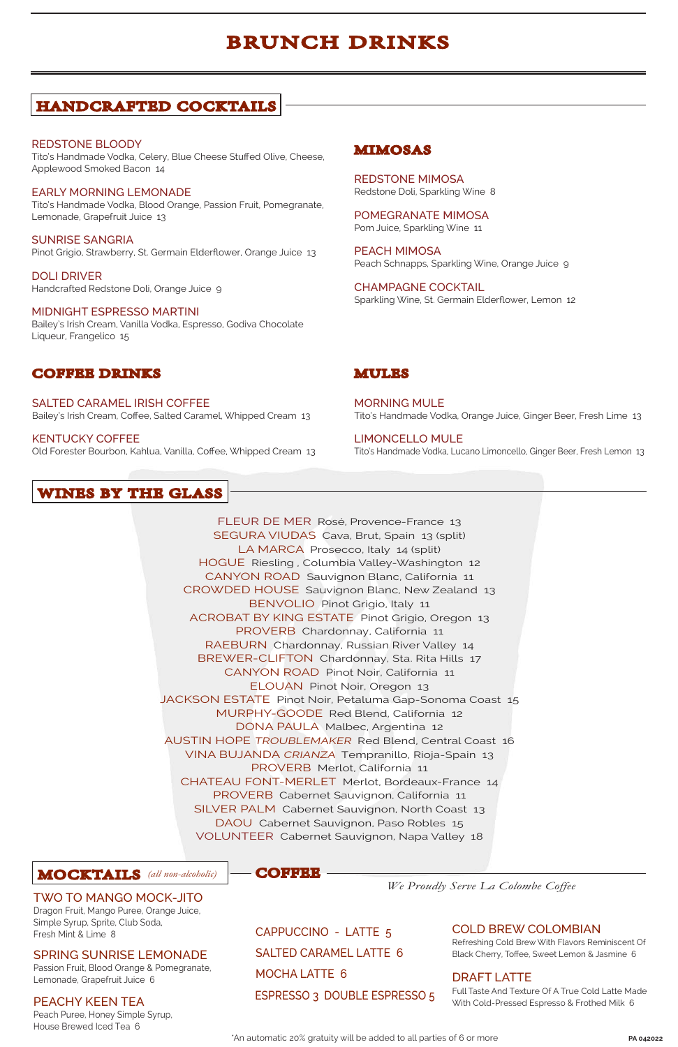# BRUNCH DRINKS

## HANDCRAFTED COCKTAILS

REDSTONE BLOODY
Tito's Handmade Vodka, Celery, Blue Cheese Stuffed Olive, Cheese, Applewood Smoked Bacon 14

EARLY MORNING LEMONADE
Tito's Handmade Vodka, Blood Orange, Passion Fruit, Pomegranate, Lemonade, Grapefruit Juice 13

SUNRISE SANGRIA
Pinot Grigio, Strawberry, St. Germain Elderflower, Orange Juice 13

DOLI DRIVER
Handcrafted Redstone Doli, Orange Juice 9

MIDNIGHT ESPRESSO MARTINI
Bailey's Irish Cream, Vanilla Vodka, Espresso, Godiva Chocolate Liqueur, Frangelico 15

## MIMOSAS

REDSTONE MIMOSA
Redstone Doli, Sparkling Wine 8

POMEGRANATE MIMOSA
Pom Juice, Sparkling Wine 11

PEACH MIMOSA
Peach Schnapps, Sparkling Wine, Orange Juice 9

CHAMPAGNE COCKTAIL
Sparkling Wine, St. Germain Elderflower, Lemon 12

## COFFEE DRINKS

SALTED CARAMEL IRISH COFFEE
Bailey's Irish Cream, Coffee, Salted Caramel, Whipped Cream 13

KENTUCKY COFFEE
Old Forester Bourbon, Kahlua, Vanilla, Coffee, Whipped Cream 13

## MULES

MORNING MULE
Tito's Handmade Vodka, Orange Juice, Ginger Beer, Fresh Lime 13

LIMONCELLO MULE
Tito's Handmade Vodka, Lucano Limoncello, Ginger Beer, Fresh Lemon 13

## WINES BY THE GLASS

FLEUR DE MER Rosé, Provence-France 13
SEGURA VIUDAS Cava, Brut, Spain 13 (split)
LA MARCA Prosecco, Italy 14 (split)
HOGUE Riesling , Columbia Valley-Washington 12
CANYON ROAD Sauvignon Blanc, California 11
CROWDED HOUSE Sauvignon Blanc, New Zealand 13
BENVOLIO Pinot Grigio, Italy 11
ACROBAT BY KING ESTATE Pinot Grigio, Oregon 13
PROVERB Chardonnay, California 11
RAEBURN Chardonnay, Russian River Valley 14
BREWER-CLIFTON Chardonnay, Sta. Rita Hills 17
CANYON ROAD Pinot Noir, California 11
ELOUAN Pinot Noir, Oregon 13
JACKSON ESTATE Pinot Noir, Petaluma Gap-Sonoma Coast 15
MURPHY-GOODE Red Blend, California 12
DONA PAULA Malbec, Argentina 12
AUSTIN HOPE *TROUBLEMAKER* Red Blend, Central Coast 16
VINA BUJANDA *CRIANZA* Tempranillo, Rioja-Spain 13
PROVERB Merlot, California 11
CHATEAU FONT-MERLET Merlot, Bordeaux-France 14
PROVERB Cabernet Sauvignon, California 11
SILVER PALM Cabernet Sauvignon, North Coast 13
DAOU Cabernet Sauvignon, Paso Robles 15
VOLUNTEER Cabernet Sauvignon, Napa Valley 18

## MOCKTAILS *(all non-alcoholic)*

TWO TO MANGO MOCK-JITO
Dragon Fruit, Mango Puree, Orange Juice, Simple Syrup, Sprite, Club Soda, Fresh Mint & Lime 8

SPRING SUNRISE LEMONADE
Passion Fruit, Blood Orange & Pomegranate, Lemonade, Grapefruit Juice 6

PEACHY KEEN TEA
Peach Puree, Honey Simple Syrup, House Brewed Iced Tea 6

## COFFEE

*We Proudly Serve La Colombe Coffee*

CAPPUCCINO - LATTE 5
SALTED CARAMEL LATTE 6
MOCHA LATTE 6
ESPRESSO 3 DOUBLE ESPRESSO 5

COLD BREW COLOMBIAN
Refreshing Cold Brew With Flavors Reminiscent Of Black Cherry, Toffee, Sweet Lemon & Jasmine 6

DRAFT LATTE
Full Taste And Texture Of A True Cold Latte Made With Cold-Pressed Espresso & Frothed Milk 6

*An automatic 20% gratuity will be added to all parties of 6 or more

PA 042022